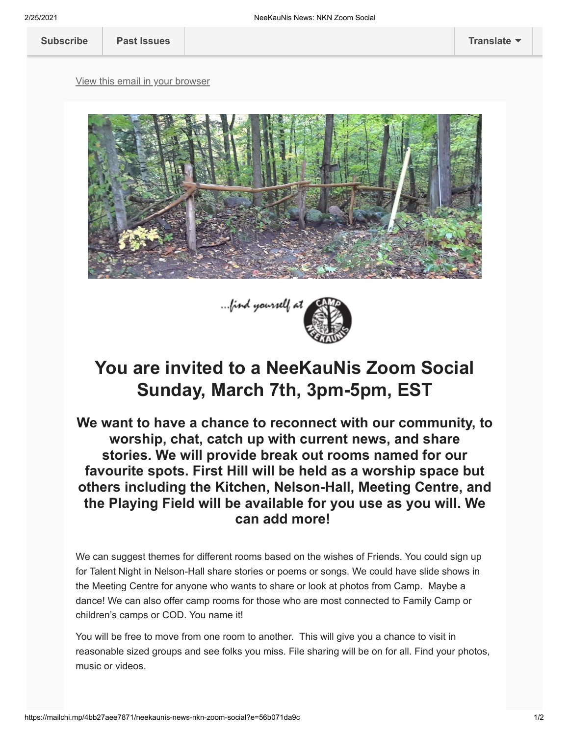Subscribe | Past Issues | Translate

View this email in your browser

...find yourself at CAMP NEEKAUNIS

# You are invited to a NeeKauNis Zoom Social Sunday, March 7th, 3pm-5pm, EST

## We want to have a chance to reconnect with our community, to worship, chat, catch up with current news, and share stories. We will provide break out rooms named for our favourite spots. First Hill will be held as a worship space but others including the Kitchen, Nelson-Hall, Meeting Centre, and the Playing Field will be available for you use as you will. We can add more!

We can suggest themes for different rooms based on the wishes of Friends. You could sign up for Talent Night in Nelson-Hall share stories or poems or songs. We could have slide shows in the Meeting Centre for anyone who wants to share or look at photos from Camp. Maybe a dance! We can also offer camp rooms for those who are most connected to Family Camp or children's camps or COD. You name it!

You will be free to move from one room to another. This will give you a chance to visit in reasonable sized groups and see folks you miss. File sharing will be on for all. Find your photos, music or videos.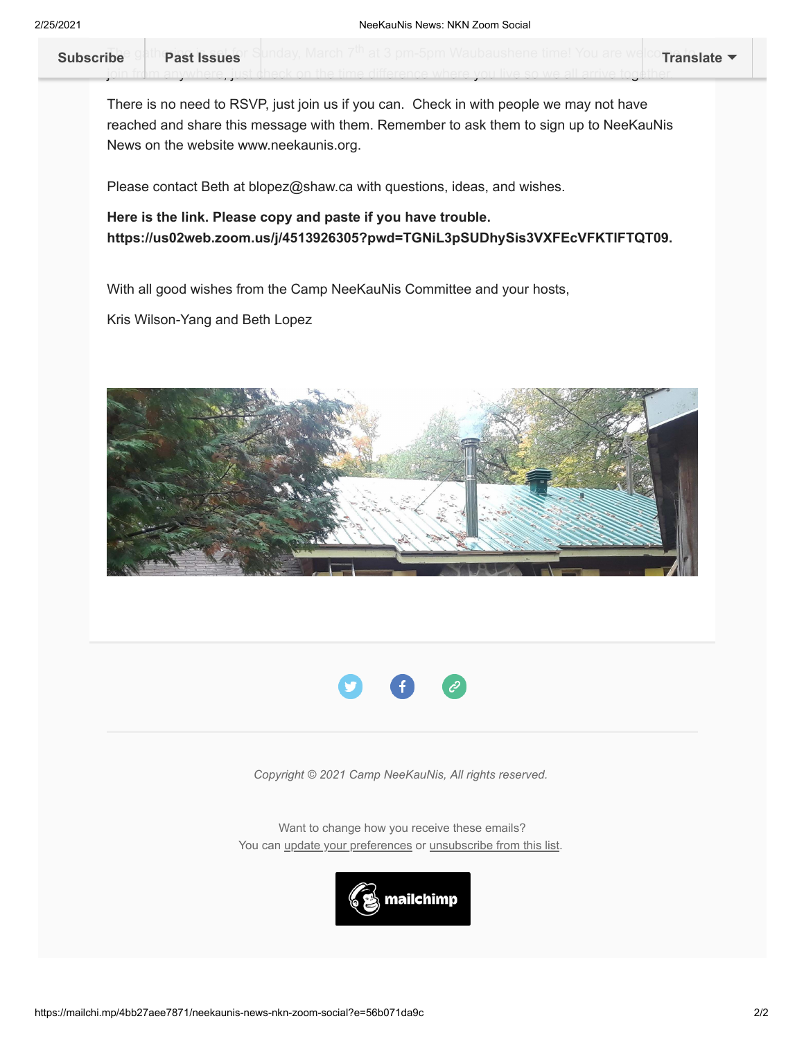The gathering is set for Sunday, March 7th at 3 pm-5pm Waubaushene time! You are welcome to join from anywhere, just check on the time difference where you live so we all arrive together.

There is no need to RSVP, just join us if you can. Check in with people we may not have reached and share this message with them. Remember to ask them to sign up to NeeKauNis News on the website www.neekaunis.org.

Please contact Beth at blopez@shaw.ca with questions, ideas, and wishes.

**Here is the link. Please copy and paste if you have trouble. https://us02web.zoom.us/j/4513926305?pwd=TGNiL3pSUDhySis3VXFEcVFKTlFTQT09.**

With all good wishes from the Camp NeeKauNis Committee and your hosts,

Kris Wilson-Yang and Beth Lopez

*Copyright © 2021 Camp NeeKauNis, All rights reserved.*

Want to change how you receive these emails?
You can update your preferences or unsubscribe from this list.